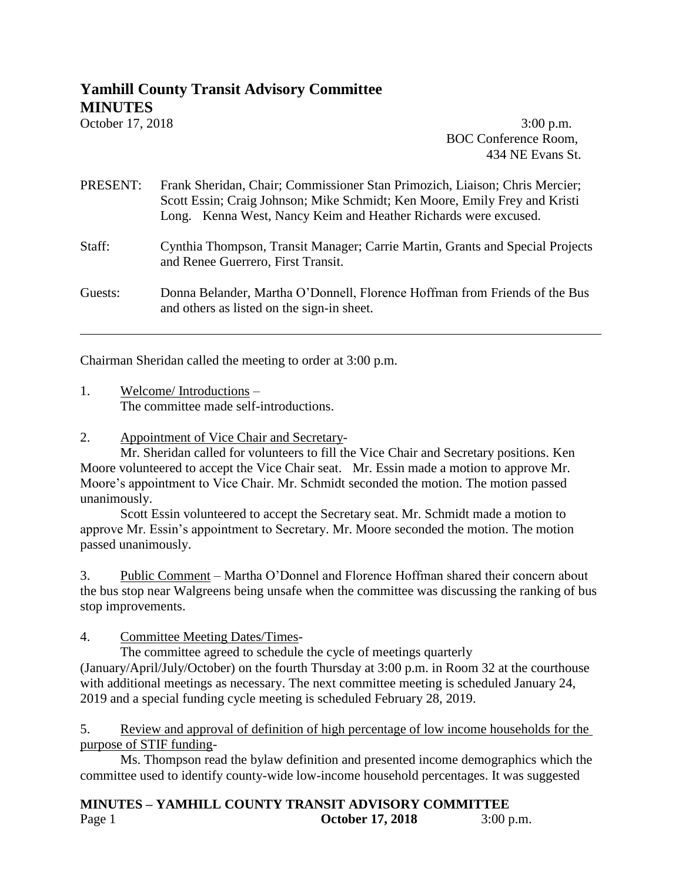# Yamhill County Transit Advisory Committee
# MINUTES

October 17, 2018 — 3:00 p.m.
BOC Conference Room,
434 NE Evans St.

PRESENT: Frank Sheridan, Chair; Commissioner Stan Primozich, Liaison; Chris Mercier; Scott Essin; Craig Johnson; Mike Schmidt; Ken Moore, Emily Frey and Kristi Long. Kenna West, Nancy Keim and Heather Richards were excused.

Staff: Cynthia Thompson, Transit Manager; Carrie Martin, Grants and Special Projects and Renee Guerrero, First Transit.

Guests: Donna Belander, Martha O'Donnell, Florence Hoffman from Friends of the Bus and others as listed on the sign-in sheet.

---

Chairman Sheridan called the meeting to order at 3:00 p.m.

1. Welcome/ Introductions –
   The committee made self-introductions.

2. Appointment of Vice Chair and Secretary-

   Mr. Sheridan called for volunteers to fill the Vice Chair and Secretary positions. Ken Moore volunteered to accept the Vice Chair seat. Mr. Essin made a motion to approve Mr. Moore's appointment to Vice Chair. Mr. Schmidt seconded the motion. The motion passed unanimously.

   Scott Essin volunteered to accept the Secretary seat. Mr. Schmidt made a motion to approve Mr. Essin's appointment to Secretary. Mr. Moore seconded the motion. The motion passed unanimously.

3. Public Comment – Martha O'Donnel and Florence Hoffman shared their concern about the bus stop near Walgreens being unsafe when the committee was discussing the ranking of bus stop improvements.

4. Committee Meeting Dates/Times-

   The committee agreed to schedule the cycle of meetings quarterly (January/April/July/October) on the fourth Thursday at 3:00 p.m. in Room 32 at the courthouse with additional meetings as necessary. The next committee meeting is scheduled January 24, 2019 and a special funding cycle meeting is scheduled February 28, 2019.

5. Review and approval of definition of high percentage of low income households for the purpose of STIF funding-

   Ms. Thompson read the bylaw definition and presented income demographics which the committee used to identify county-wide low-income household percentages. It was suggested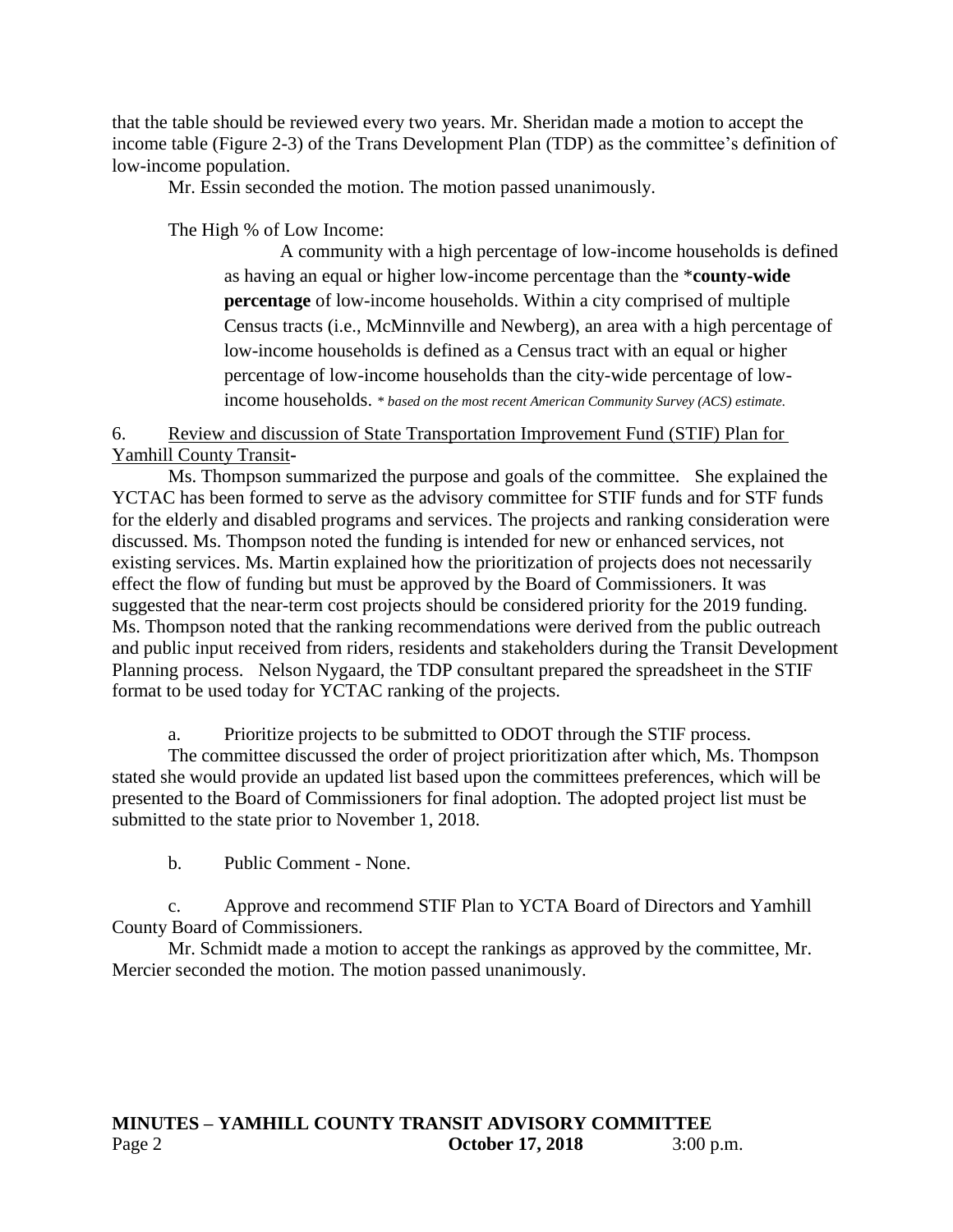that the table should be reviewed every two years. Mr. Sheridan made a motion to accept the income table (Figure 2-3) of the Trans Development Plan (TDP) as the committee's definition of low-income population.

Mr. Essin seconded the motion. The motion passed unanimously.

The High % of Low Income:

> A community with a high percentage of low-income households is defined as having an equal or higher low-income percentage than the ***county-wide percentage** of low-income households. Within a city comprised of multiple Census tracts (i.e., McMinnville and Newberg), an area with a high percentage of low-income households is defined as a Census tract with an equal or higher percentage of low-income households than the city-wide percentage of low-income households. *\* based on the most recent American Community Survey (ACS) estimate.*

6. <u>Review and discussion of State Transportation Improvement Fund (STIF) Plan for Yamhill County Transit</u>-

Ms. Thompson summarized the purpose and goals of the committee. She explained the YCTAC has been formed to serve as the advisory committee for STIF funds and for STF funds for the elderly and disabled programs and services. The projects and ranking consideration were discussed. Ms. Thompson noted the funding is intended for new or enhanced services, not existing services. Ms. Martin explained how the prioritization of projects does not necessarily effect the flow of funding but must be approved by the Board of Commissioners. It was suggested that the near-term cost projects should be considered priority for the 2019 funding. Ms. Thompson noted that the ranking recommendations were derived from the public outreach and public input received from riders, residents and stakeholders during the Transit Development Planning process. Nelson Nygaard, the TDP consultant prepared the spreadsheet in the STIF format to be used today for YCTAC ranking of the projects.

a. Prioritize projects to be submitted to ODOT through the STIF process.

The committee discussed the order of project prioritization after which, Ms. Thompson stated she would provide an updated list based upon the committees preferences, which will be presented to the Board of Commissioners for final adoption. The adopted project list must be submitted to the state prior to November 1, 2018.

b. Public Comment - None.

c. Approve and recommend STIF Plan to YCTA Board of Directors and Yamhill County Board of Commissioners.

Mr. Schmidt made a motion to accept the rankings as approved by the committee, Mr. Mercier seconded the motion. The motion passed unanimously.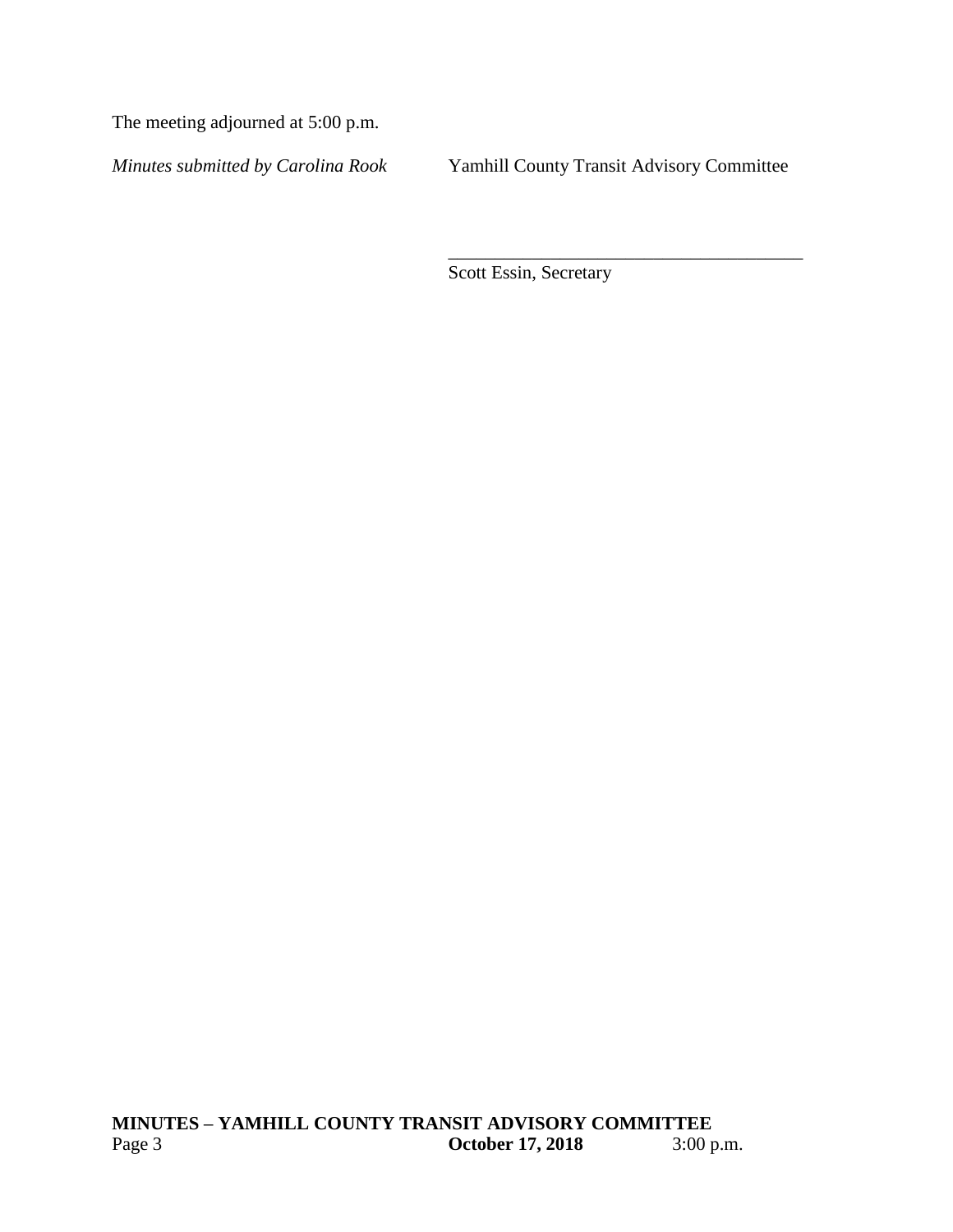The meeting adjourned at 5:00 p.m.

*Minutes submitted by Carolina Rook*

Yamhill County Transit Advisory Committee

\_\_\_\_\_\_\_\_\_\_\_\_\_\_\_\_\_\_\_\_\_\_\_\_\_\_\_\_\_\_\_\_\_\_\_\_\_\_\_\_

Scott Essin, Secretary